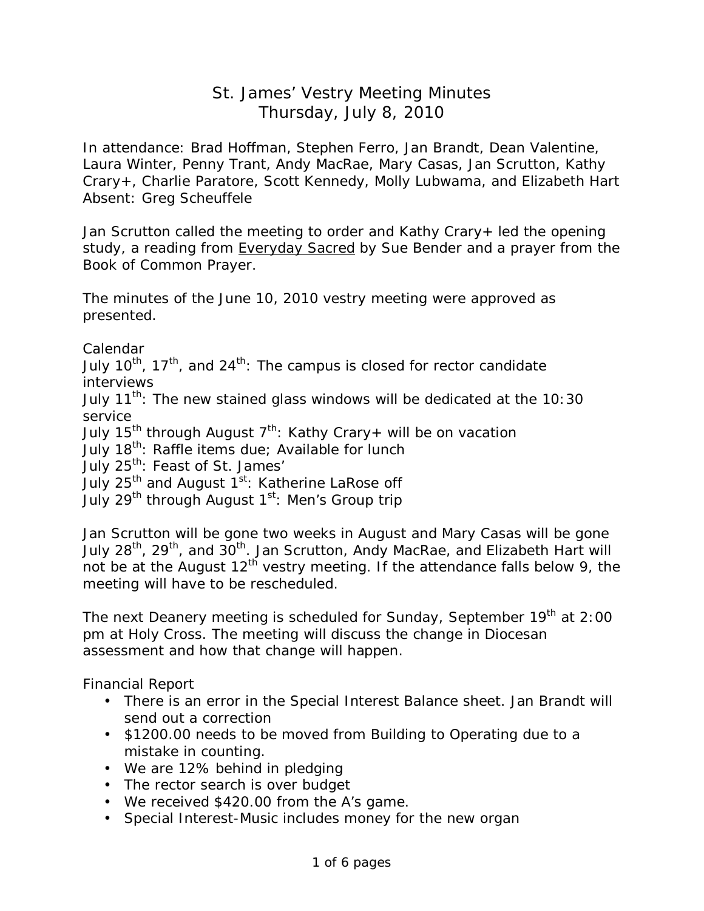# St. James' Vestry Meeting Minutes
## Thursday, July 8, 2010

In attendance: Brad Hoffman, Stephen Ferro, Jan Brandt, Dean Valentine, Laura Winter, Penny Trant, Andy MacRae, Mary Casas, Jan Scrutton, Kathy Crary+, Charlie Paratore, Scott Kennedy, Molly Lubwama, and Elizabeth Hart
Absent: Greg Scheuffele

Jan Scrutton called the meeting to order and Kathy Crary+ led the opening study, a reading from <u>Everyday Sacred</u> by Sue Bender and a prayer from the Book of Common Prayer.

The minutes of the June 10, 2010 vestry meeting were approved as presented.

Calendar
July 10th, 17th, and 24th: The campus is closed for rector candidate interviews
July 11th: The new stained glass windows will be dedicated at the 10:30 service
July 15th through August 7th: Kathy Crary+ will be on vacation
July 18th: Raffle items due; Available for lunch
July 25th: Feast of St. James'
July 25th and August 1st: Katherine LaRose off
July 29th through August 1st: Men's Group trip

Jan Scrutton will be gone two weeks in August and Mary Casas will be gone July 28th, 29th, and 30th. Jan Scrutton, Andy MacRae, and Elizabeth Hart will not be at the August 12th vestry meeting. If the attendance falls below 9, the meeting will have to be rescheduled.

The next Deanery meeting is scheduled for Sunday, September 19th at 2:00 pm at Holy Cross. The meeting will discuss the change in Diocesan assessment and how that change will happen.

Financial Report

- There is an error in the Special Interest Balance sheet. Jan Brandt will send out a correction
- $1200.00 needs to be moved from Building to Operating due to a mistake in counting.
- We are 12% behind in pledging
- The rector search is over budget
- We received $420.00 from the A's game.
- Special Interest-Music includes money for the new organ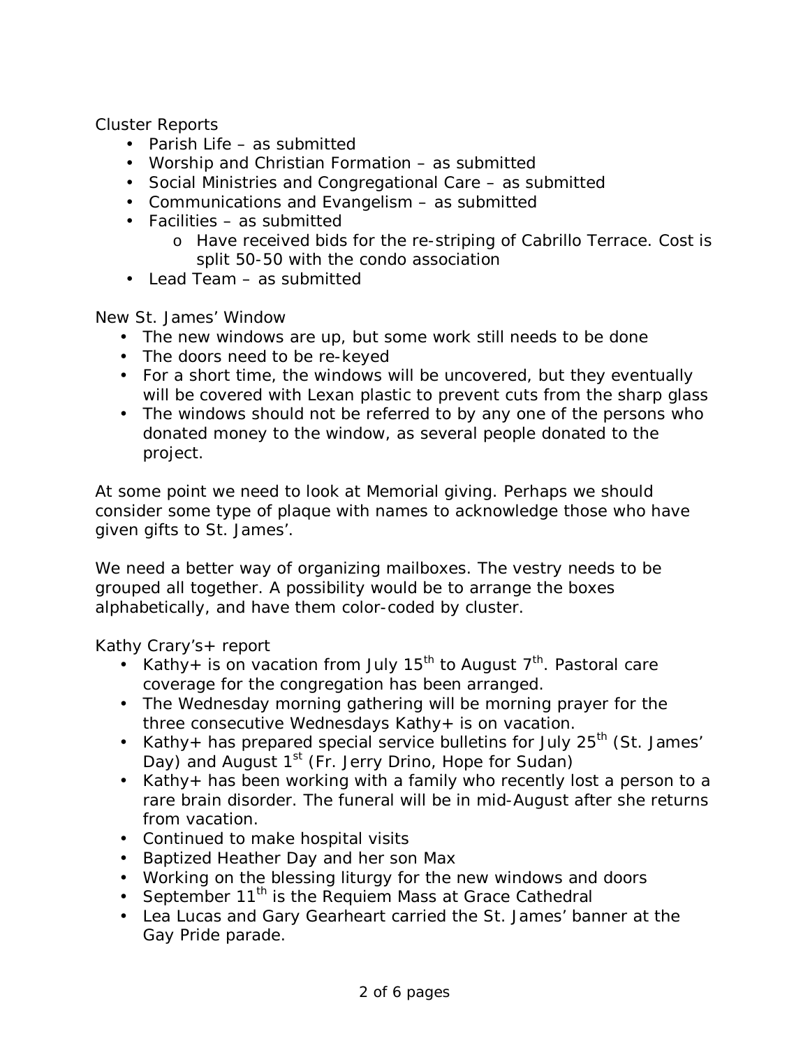Cluster Reports

- Parish Life – as submitted
- Worship and Christian Formation – as submitted
- Social Ministries and Congregational Care – as submitted
- Communications and Evangelism – as submitted
- Facilities – as submitted
    - Have received bids for the re-striping of Cabrillo Terrace. Cost is split 50-50 with the condo association
- Lead Team – as submitted

New St. James' Window

- The new windows are up, but some work still needs to be done
- The doors need to be re-keyed
- For a short time, the windows will be uncovered, but they eventually will be covered with Lexan plastic to prevent cuts from the sharp glass
- The windows should not be referred to by any one of the persons who donated money to the window, as several people donated to the project.

At some point we need to look at Memorial giving. Perhaps we should consider some type of plaque with names to acknowledge those who have given gifts to St. James'.

We need a better way of organizing mailboxes. The vestry needs to be grouped all together. A possibility would be to arrange the boxes alphabetically, and have them color-coded by cluster.

Kathy Crary's+ report

- Kathy+ is on vacation from July 15th to August 7th. Pastoral care coverage for the congregation has been arranged.
- The Wednesday morning gathering will be morning prayer for the three consecutive Wednesdays Kathy+ is on vacation.
- Kathy+ has prepared special service bulletins for July 25th (St. James' Day) and August 1st (Fr. Jerry Drino, Hope for Sudan)
- Kathy+ has been working with a family who recently lost a person to a rare brain disorder. The funeral will be in mid-August after she returns from vacation.
- Continued to make hospital visits
- Baptized Heather Day and her son Max
- Working on the blessing liturgy for the new windows and doors
- September 11th is the Requiem Mass at Grace Cathedral
- Lea Lucas and Gary Gearheart carried the St. James' banner at the Gay Pride parade.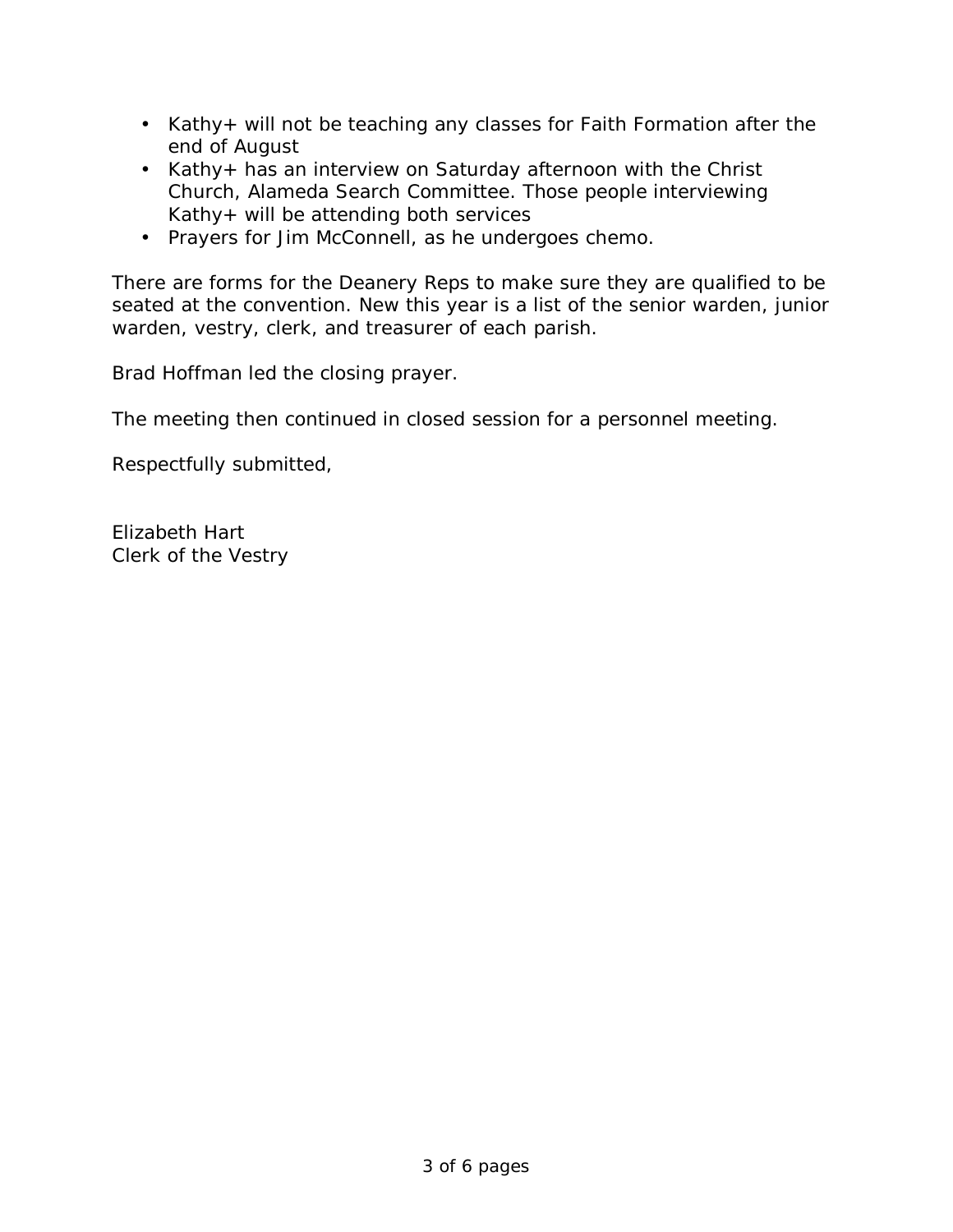- Kathy+ will not be teaching any classes for Faith Formation after the end of August
- Kathy+ has an interview on Saturday afternoon with the Christ Church, Alameda Search Committee. Those people interviewing Kathy+ will be attending both services
- Prayers for Jim McConnell, as he undergoes chemo.

There are forms for the Deanery Reps to make sure they are qualified to be seated at the convention. New this year is a list of the senior warden, junior warden, vestry, clerk, and treasurer of each parish.

Brad Hoffman led the closing prayer.

The meeting then continued in closed session for a personnel meeting.

Respectfully submitted,

Elizabeth Hart
Clerk of the Vestry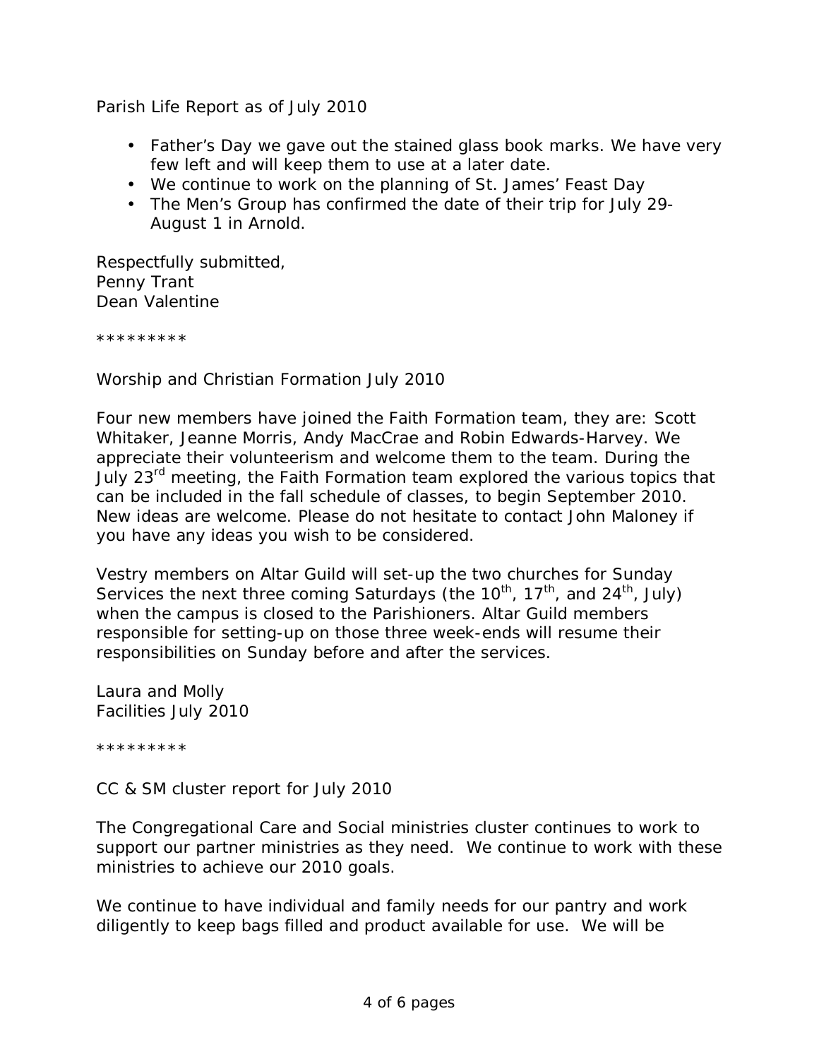Parish Life Report as of July 2010

- Father's Day we gave out the stained glass book marks. We have very few left and will keep them to use at a later date.
- We continue to work on the planning of St. James' Feast Day
- The Men's Group has confirmed the date of their trip for July 29-August 1 in Arnold.

Respectfully submitted,
Penny Trant
Dean Valentine

*********

Worship and Christian Formation July 2010

Four new members have joined the Faith Formation team, they are: Scott Whitaker, Jeanne Morris, Andy MacCrae and Robin Edwards-Harvey. We appreciate their volunteerism and welcome them to the team. During the July 23rd meeting, the Faith Formation team explored the various topics that can be included in the fall schedule of classes, to begin September 2010. New ideas are welcome. Please do not hesitate to contact John Maloney if you have any ideas you wish to be considered.

Vestry members on Altar Guild will set-up the two churches for Sunday Services the next three coming Saturdays (the 10th, 17th, and 24th, July) when the campus is closed to the Parishioners. Altar Guild members responsible for setting-up on those three week-ends will resume their responsibilities on Sunday before and after the services.

Laura and Molly
Facilities July 2010

*********

CC & SM cluster report for July 2010

The Congregational Care and Social ministries cluster continues to work to support our partner ministries as they need. We continue to work with these ministries to achieve our 2010 goals.

We continue to have individual and family needs for our pantry and work diligently to keep bags filled and product available for use. We will be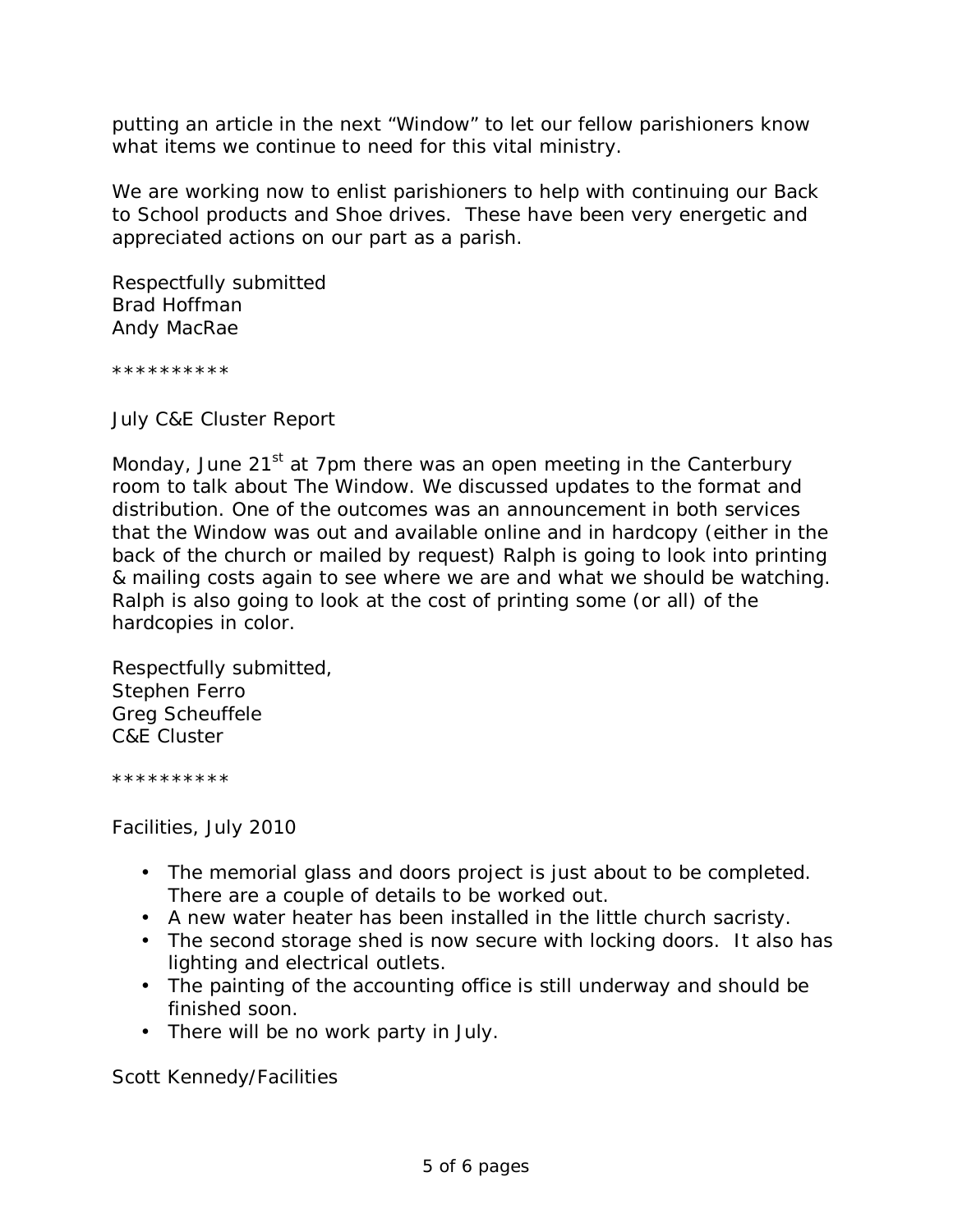putting an article in the next "Window" to let our fellow parishioners know what items we continue to need for this vital ministry.

We are working now to enlist parishioners to help with continuing our Back to School products and Shoe drives. These have been very energetic and appreciated actions on our part as a parish.

Respectfully submitted  
Brad Hoffman  
Andy MacRae

**********

July C&E Cluster Report

Monday, June 21st at 7pm there was an open meeting in the Canterbury room to talk about The Window. We discussed updates to the format and distribution. One of the outcomes was an announcement in both services that the Window was out and available online and in hardcopy (either in the back of the church or mailed by request) Ralph is going to look into printing & mailing costs again to see where we are and what we should be watching. Ralph is also going to look at the cost of printing some (or all) of the hardcopies in color.

Respectfully submitted,  
Stephen Ferro  
Greg Scheuffele  
C&E Cluster

**********

Facilities, July 2010

- The memorial glass and doors project is just about to be completed. There are a couple of details to be worked out.
- A new water heater has been installed in the little church sacristy.
- The second storage shed is now secure with locking doors. It also has lighting and electrical outlets.
- The painting of the accounting office is still underway and should be finished soon.
- There will be no work party in July.

Scott Kennedy/Facilities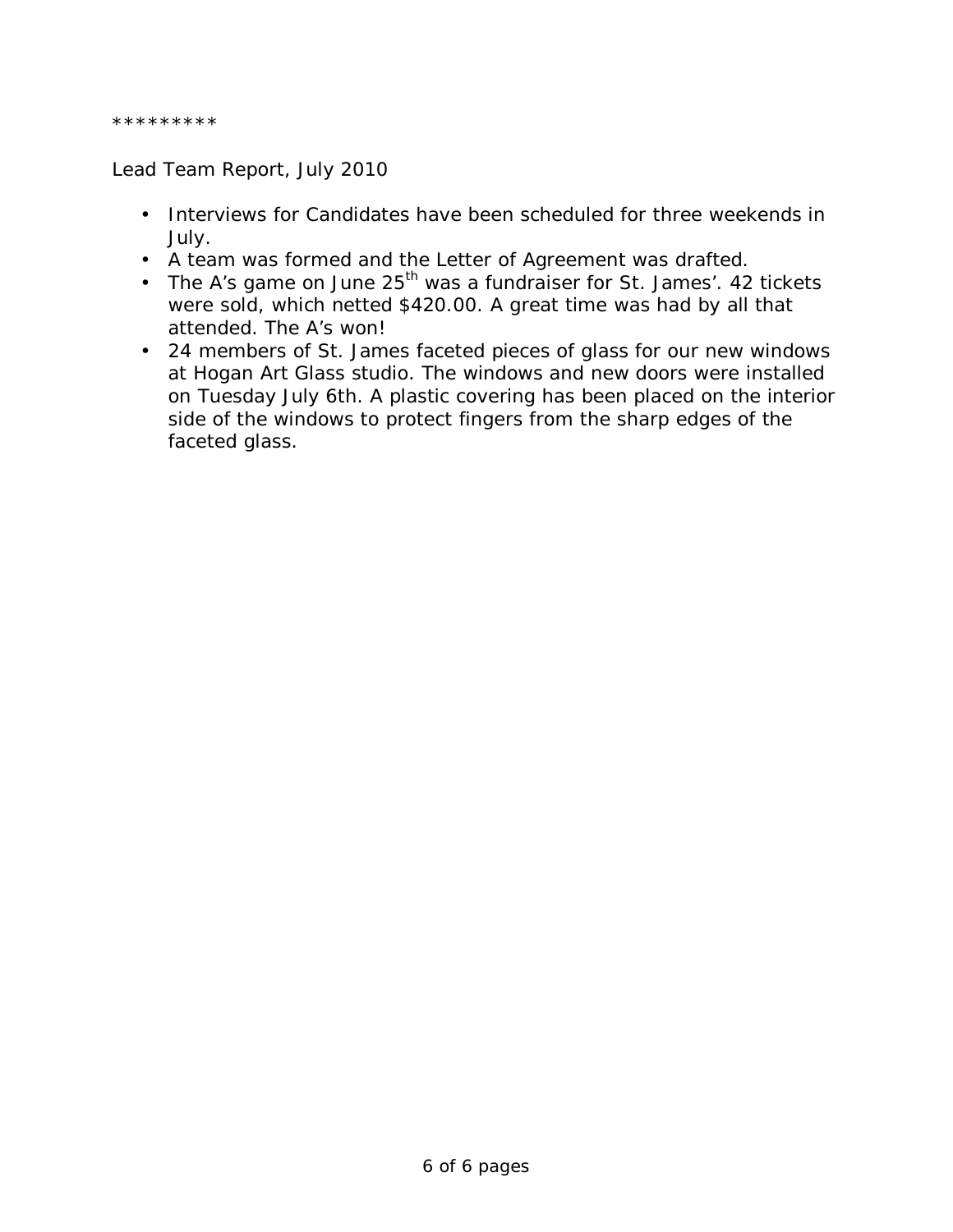*********

Lead Team Report, July 2010

- Interviews for Candidates have been scheduled for three weekends in July.
- A team was formed and the Letter of Agreement was drafted.
- The A's game on June 25th was a fundraiser for St. James'. 42 tickets were sold, which netted $420.00. A great time was had by all that attended. The A's won!
- 24 members of St. James faceted pieces of glass for our new windows at Hogan Art Glass studio. The windows and new doors were installed on Tuesday July 6th. A plastic covering has been placed on the interior side of the windows to protect fingers from the sharp edges of the faceted glass.